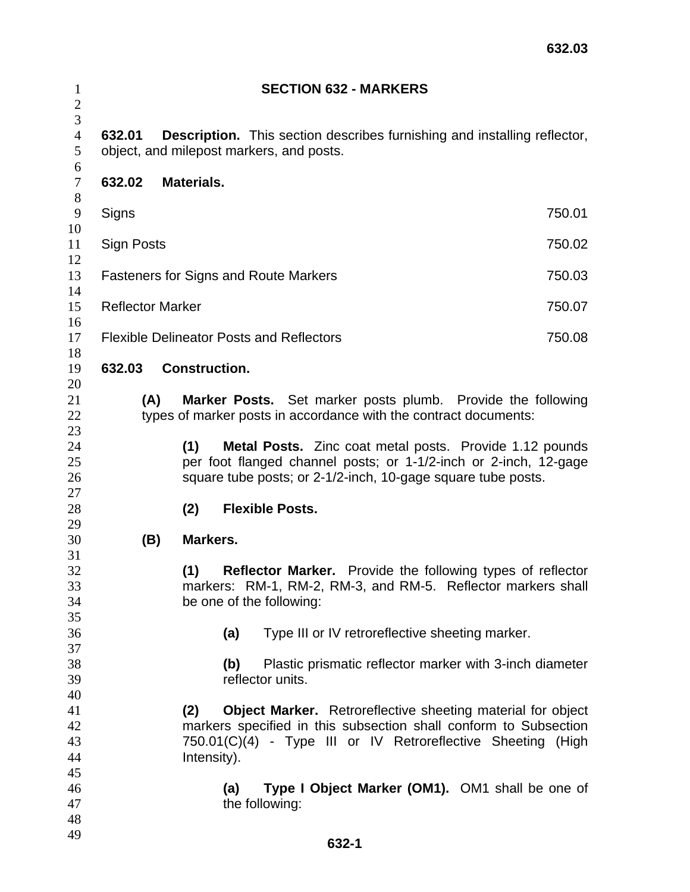# SECTION 632 - MARKERS

**632.01 Description.** This section describes furnishing and installing reflector, object, and milepost markers, and posts.

**632.02 Materials.**

| | |
|---|---|
| Signs | 750.01 |
| Sign Posts | 750.02 |
| Fasteners for Signs and Route Markers | 750.03 |
| Reflector Marker | 750.07 |
| Flexible Delineator Posts and Reflectors | 750.08 |

**632.03 Construction.**

**(A) Marker Posts.** Set marker posts plumb. Provide the following types of marker posts in accordance with the contract documents:

**(1) Metal Posts.** Zinc coat metal posts. Provide 1.12 pounds per foot flanged channel posts; or 1-1/2-inch or 2-inch, 12-gage square tube posts; or 2-1/2-inch, 10-gage square tube posts.

**(2) Flexible Posts.**

**(B) Markers.**

**(1) Reflector Marker.** Provide the following types of reflector markers: RM-1, RM-2, RM-3, and RM-5. Reflector markers shall be one of the following:

**(a)** Type III or IV retroreflective sheeting marker.

**(b)** Plastic prismatic reflector marker with 3-inch diameter reflector units.

**(2) Object Marker.** Retroreflective sheeting material for object markers specified in this subsection shall conform to Subsection 750.01(C)(4) - Type III or IV Retroreflective Sheeting (High Intensity).

**(a) Type I Object Marker (OM1).** OM1 shall be one of the following: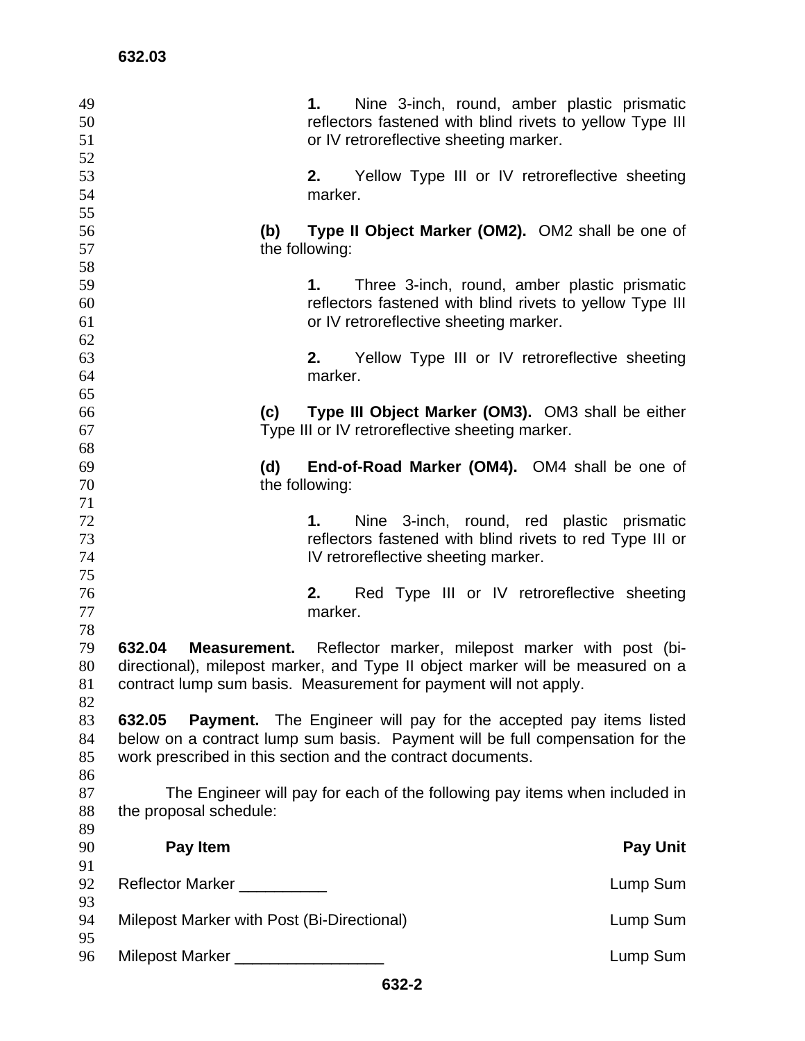1. Nine 3-inch, round, amber plastic prismatic reflectors fastened with blind rivets to yellow Type III or IV retroreflective sheeting marker.

2. Yellow Type III or IV retroreflective sheeting marker.

**(b) Type II Object Marker (OM2).** OM2 shall be one of the following:

1. Three 3-inch, round, amber plastic prismatic reflectors fastened with blind rivets to yellow Type III or IV retroreflective sheeting marker.

2. Yellow Type III or IV retroreflective sheeting marker.

**(c) Type III Object Marker (OM3).** OM3 shall be either Type III or IV retroreflective sheeting marker.

**(d) End-of-Road Marker (OM4).** OM4 shall be one of the following:

1. Nine 3-inch, round, red plastic prismatic reflectors fastened with blind rivets to red Type III or IV retroreflective sheeting marker.

2. Red Type III or IV retroreflective sheeting marker.

**632.04 Measurement.** Reflector marker, milepost marker with post (bi-directional), milepost marker, and Type II object marker will be measured on a contract lump sum basis. Measurement for payment will not apply.

**632.05 Payment.** The Engineer will pay for the accepted pay items listed below on a contract lump sum basis. Payment will be full compensation for the work prescribed in this section and the contract documents.

The Engineer will pay for each of the following pay items when included in the proposal schedule:

| Pay Item | Pay Unit |
|---|---|
| Reflector Marker __________ | Lump Sum |
| Milepost Marker with Post (Bi-Directional) | Lump Sum |
| Milepost Marker _________________ | Lump Sum |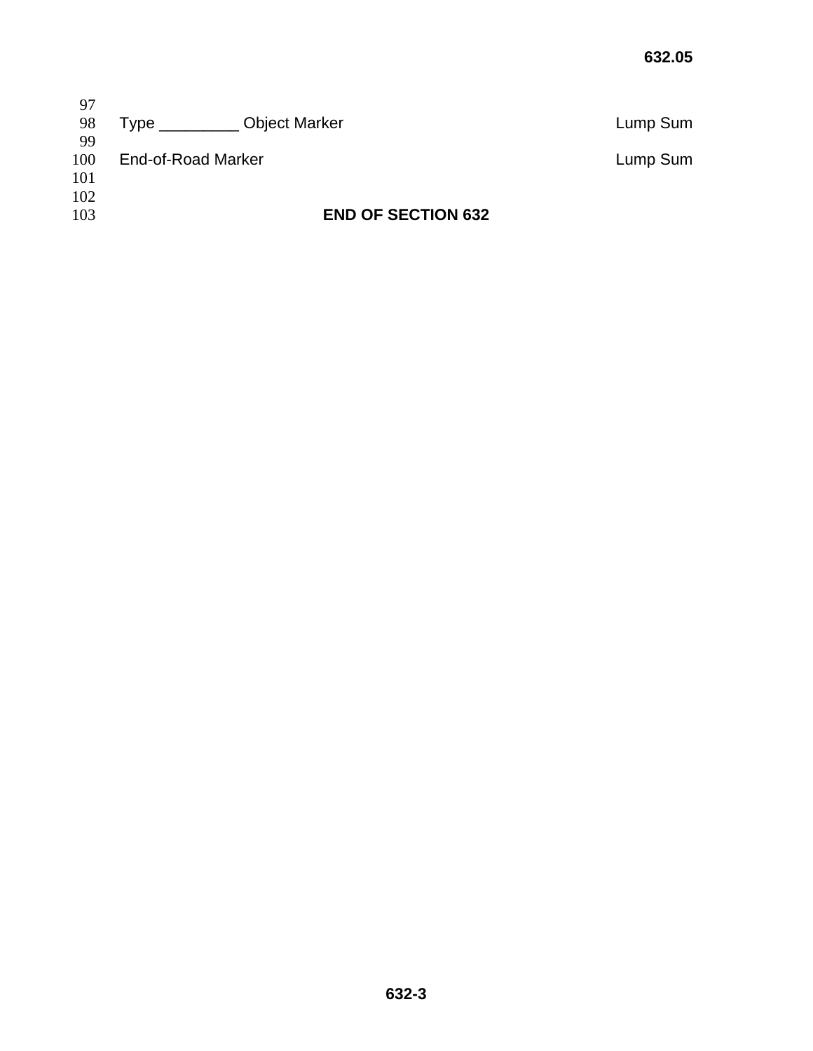| | |
|---|---|
| Type _________ Object Marker | Lump Sum |
| End-of-Road Marker | Lump Sum |

**END OF SECTION 632**